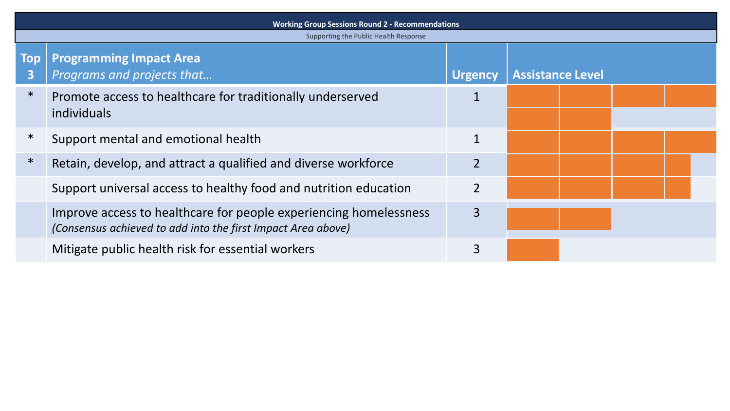## Working Group Sessions Round 2 - Recommendations

Supporting the Public Health Response

| Top 3 | Programming Impact Area<br>*Programs and projects that…* | Urgency | Assistance Level |
|---|---|---|---|
| * | Promote access to healthcare for traditionally underserved individuals | 1 | |
| * | Support mental and emotional health | 1 | |
| * | Retain, develop, and attract a qualified and diverse workforce | 2 | |
| | Support universal access to healthy food and nutrition education | 2 | |
| | Improve access to healthcare for people experiencing homelessness<br>*(Consensus achieved to add into the first Impact Area above)* | 3 | |
| | Mitigate public health risk for essential workers | 3 | |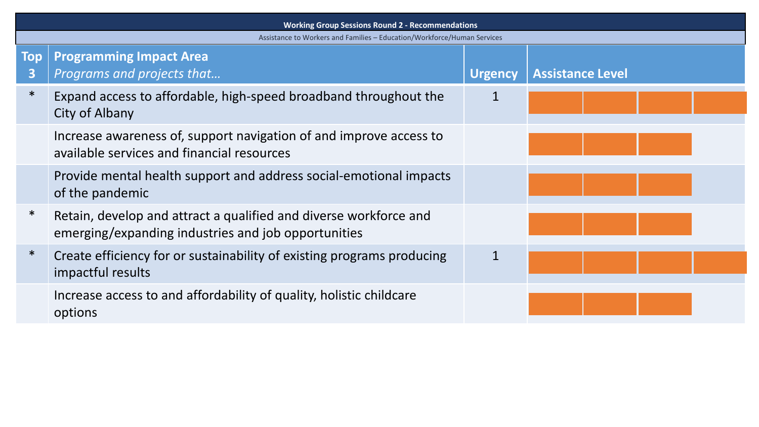**Working Group Sessions Round 2 - Recommendations**

Assistance to Workers and Families – Education/Workforce/Human Services

| Top 3 | Programming Impact Area<br>*Programs and projects that…* | Urgency | Assistance Level |
|---|---|---|---|
| * | Expand access to affordable, high-speed broadband throughout the City of Albany | 1 | |
| | Increase awareness of, support navigation of and improve access to available services and financial resources | | |
| | Provide mental health support and address social-emotional impacts of the pandemic | | |
| * | Retain, develop and attract a qualified and diverse workforce and emerging/expanding industries and job opportunities | | |
| * | Create efficiency for or sustainability of existing programs producing impactful results | 1 | |
| | Increase access to and affordability of quality, holistic childcare options | | |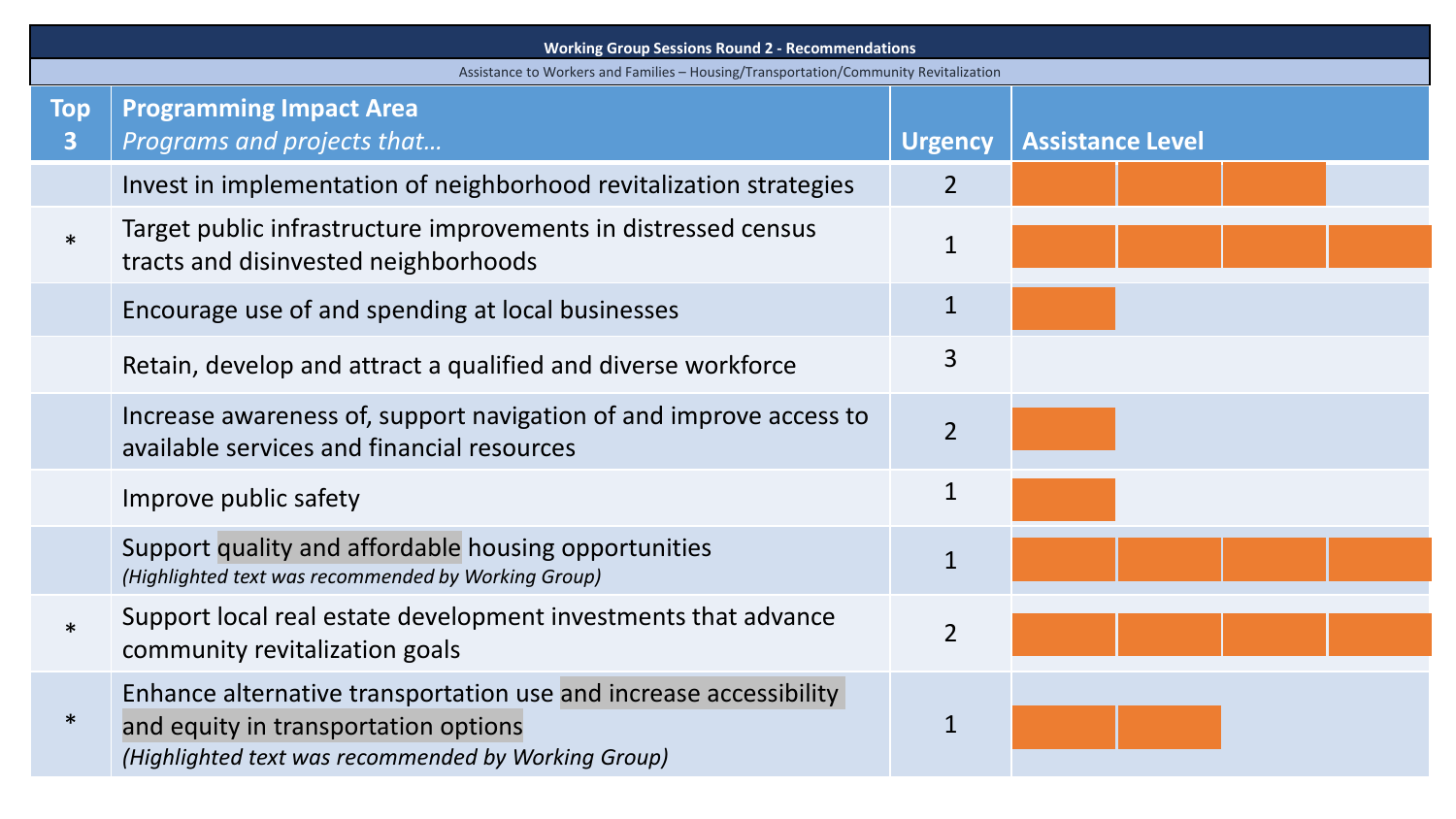## Working Group Sessions Round 2 - Recommendations

Assistance to Workers and Families – Housing/Transportation/Community Revitalization

| Top 3 | Programming Impact Area *Programs and projects that…* | Urgency | Assistance Level |
|---|---|---|---|
| | Invest in implementation of neighborhood revitalization strategies | 2 | ■■■ |
| * | Target public infrastructure improvements in distressed census tracts and disinvested neighborhoods | 1 | ■■■■ |
| | Encourage use of and spending at local businesses | 1 | ■ |
| | Retain, develop and attract a qualified and diverse workforce | 3 | |
| | Increase awareness of, support navigation of and improve access to available services and financial resources | 2 | ■ |
| | Improve public safety | 1 | ■ |
| | Support quality and affordable housing opportunities *(Highlighted text was recommended by Working Group)* | 1 | ■■■■ |
| * | Support local real estate development investments that advance community revitalization goals | 2 | ■■■■ |
| * | Enhance alternative transportation use and increase accessibility and equity in transportation options *(Highlighted text was recommended by Working Group)* | 1 | ■■ |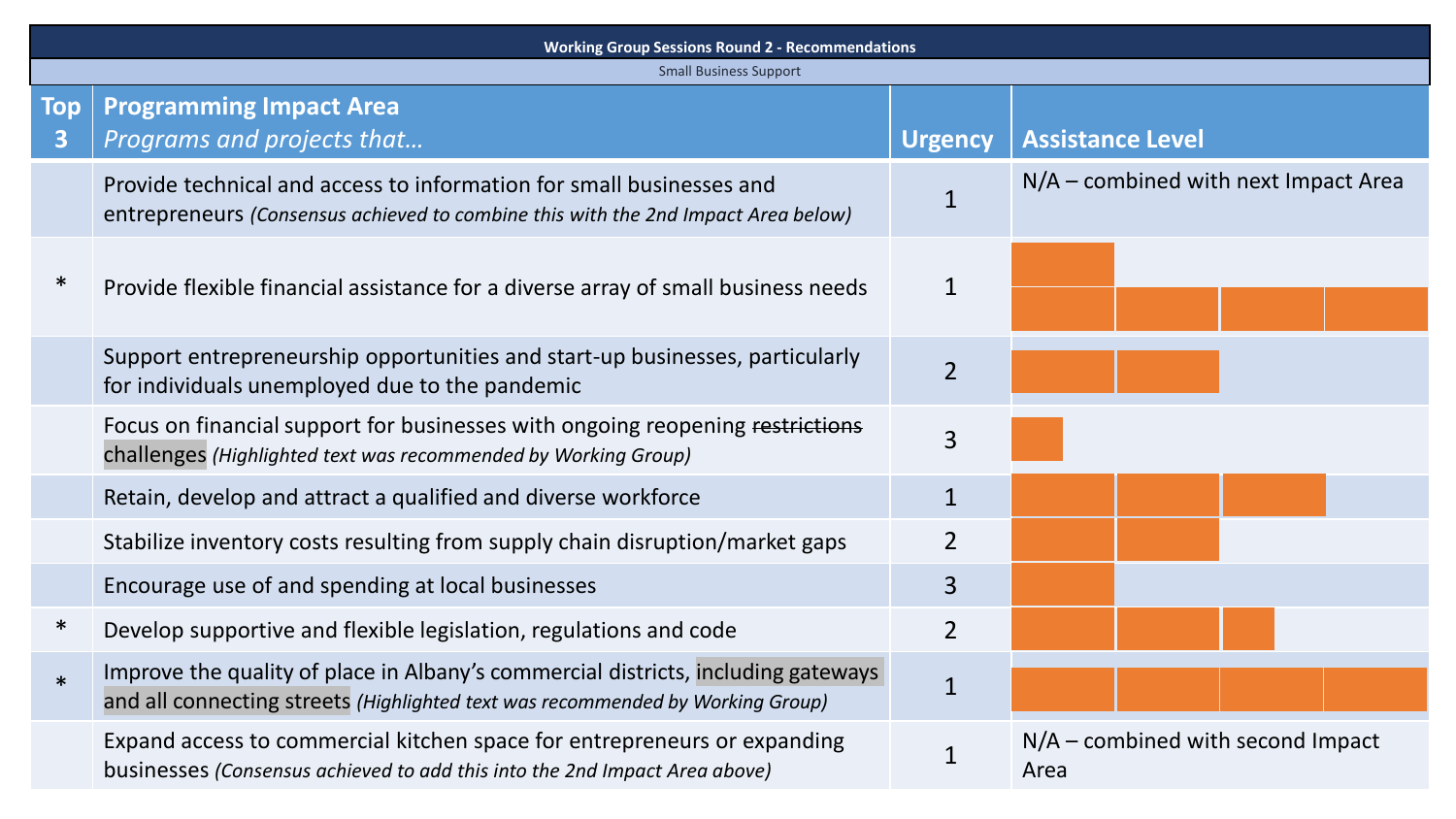## Working Group Sessions Round 2 - Recommendations

### Small Business Support

| Top 3 | Programming Impact Area<br>*Programs and projects that…* | Urgency | Assistance Level |
|---|---|---|---|
| | Provide technical and access to information for small businesses and entrepreneurs *(Consensus achieved to combine this with the 2nd Impact Area below)* | 1 | N/A – combined with next Impact Area |
| * | Provide flexible financial assistance for a diverse array of small business needs | 1 | |
| | Support entrepreneurship opportunities and start-up businesses, particularly for individuals unemployed due to the pandemic | 2 | |
| | Focus on financial support for businesses with ongoing reopening ~~restrictions~~ challenges *(Highlighted text was recommended by Working Group)* | 3 | |
| | Retain, develop and attract a qualified and diverse workforce | 1 | |
| | Stabilize inventory costs resulting from supply chain disruption/market gaps | 2 | |
| | Encourage use of and spending at local businesses | 3 | |
| * | Develop supportive and flexible legislation, regulations and code | 2 | |
| * | Improve the quality of place in Albany's commercial districts, including gateways and all connecting streets *(Highlighted text was recommended by Working Group)* | 1 | |
| | Expand access to commercial kitchen space for entrepreneurs or expanding businesses *(Consensus achieved to add this into the 2nd Impact Area above)* | 1 | N/A – combined with second Impact Area |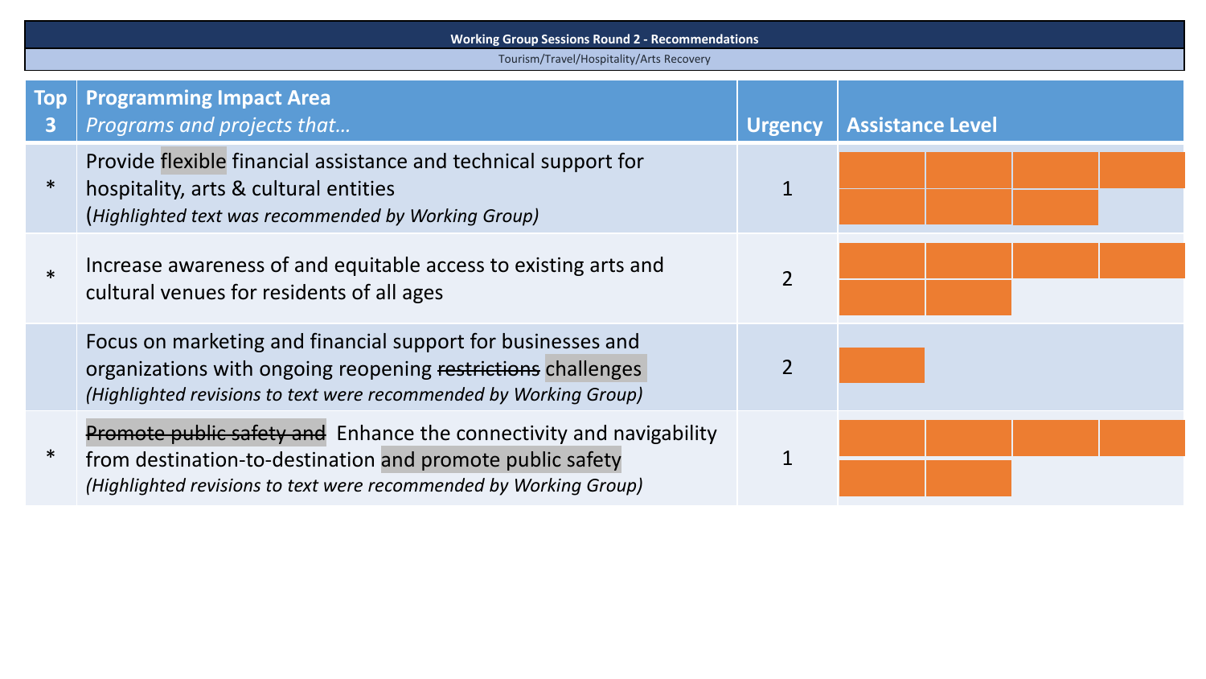**Working Group Sessions Round 2 - Recommendations**

Tourism/Travel/Hospitality/Arts Recovery

| Top 3 | **Programming Impact Area** *Programs and projects that…* | Urgency | Assistance Level |
|---|---|---|---|
| * | Provide flexible financial assistance and technical support for hospitality, arts & cultural entities (*Highlighted text was recommended by Working Group)* | 1 | |
| * | Increase awareness of and equitable access to existing arts and cultural venues for residents of all ages | 2 | |
| | Focus on marketing and financial support for businesses and organizations with ongoing reopening ~~restrictions~~ challenges *(Highlighted revisions to text were recommended by Working Group)* | 2 | |
| * | ~~Promote public safety and~~ Enhance the connectivity and navigability from destination-to-destination and promote public safety *(Highlighted revisions to text were recommended by Working Group)* | 1 | |